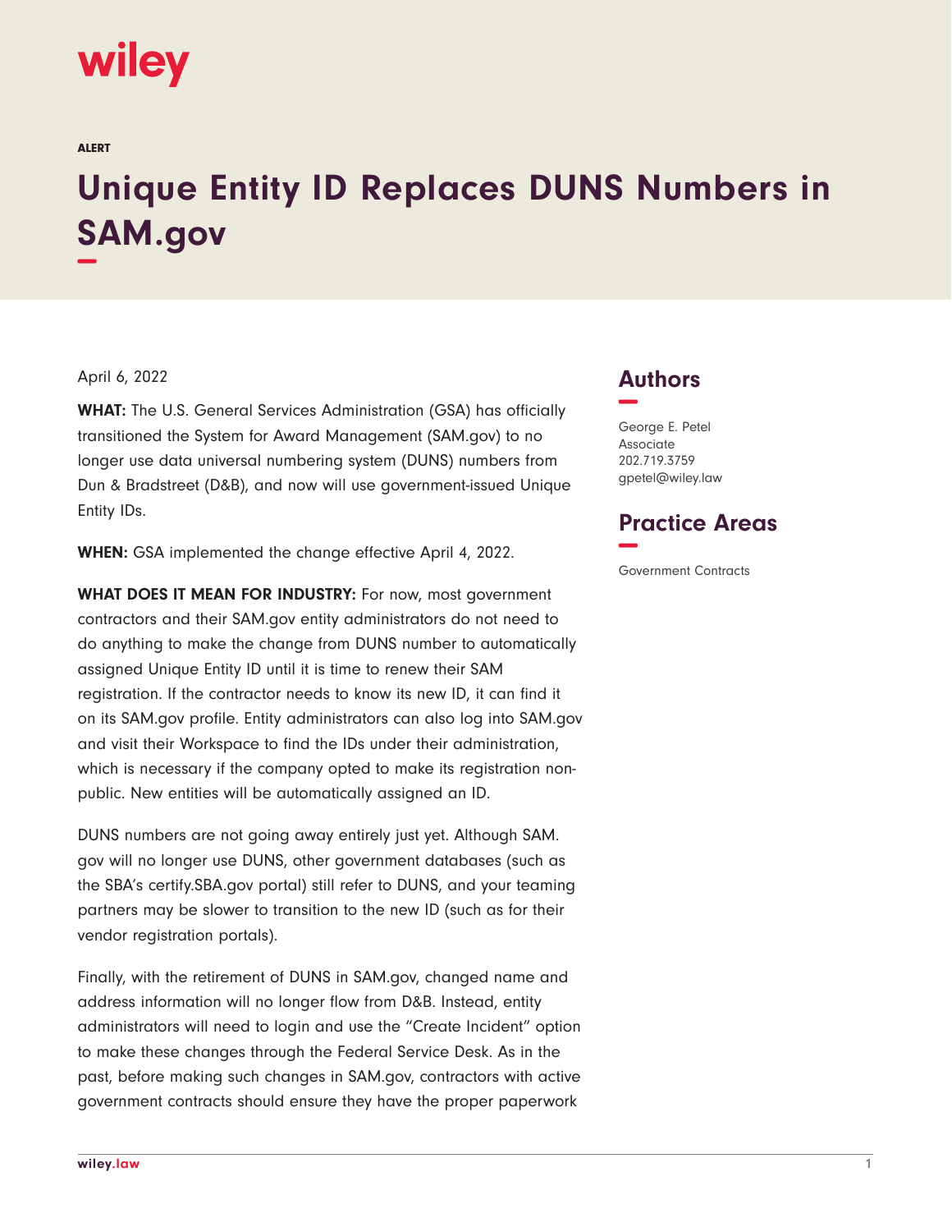wiley

ALERT

# Unique Entity ID Replaces DUNS Numbers in SAM.gov

April 6, 2022

**WHAT:** The U.S. General Services Administration (GSA) has officially transitioned the System for Award Management (SAM.gov) to no longer use data universal numbering system (DUNS) numbers from Dun & Bradstreet (D&B), and now will use government-issued Unique Entity IDs.

**WHEN:** GSA implemented the change effective April 4, 2022.

**WHAT DOES IT MEAN FOR INDUSTRY:** For now, most government contractors and their SAM.gov entity administrators do not need to do anything to make the change from DUNS number to automatically assigned Unique Entity ID until it is time to renew their SAM registration. If the contractor needs to know its new ID, it can find it on its SAM.gov profile. Entity administrators can also log into SAM.gov and visit their Workspace to find the IDs under their administration, which is necessary if the company opted to make its registration non-public. New entities will be automatically assigned an ID.

DUNS numbers are not going away entirely just yet. Although SAM.gov will no longer use DUNS, other government databases (such as the SBA's certify.SBA.gov portal) still refer to DUNS, and your teaming partners may be slower to transition to the new ID (such as for their vendor registration portals).

Finally, with the retirement of DUNS in SAM.gov, changed name and address information will no longer flow from D&B. Instead, entity administrators will need to login and use the "Create Incident" option to make these changes through the Federal Service Desk. As in the past, before making such changes in SAM.gov, contractors with active government contracts should ensure they have the proper paperwork

## Authors

George E. Petel
Associate
202.719.3759
gpetel@wiley.law

## Practice Areas

Government Contracts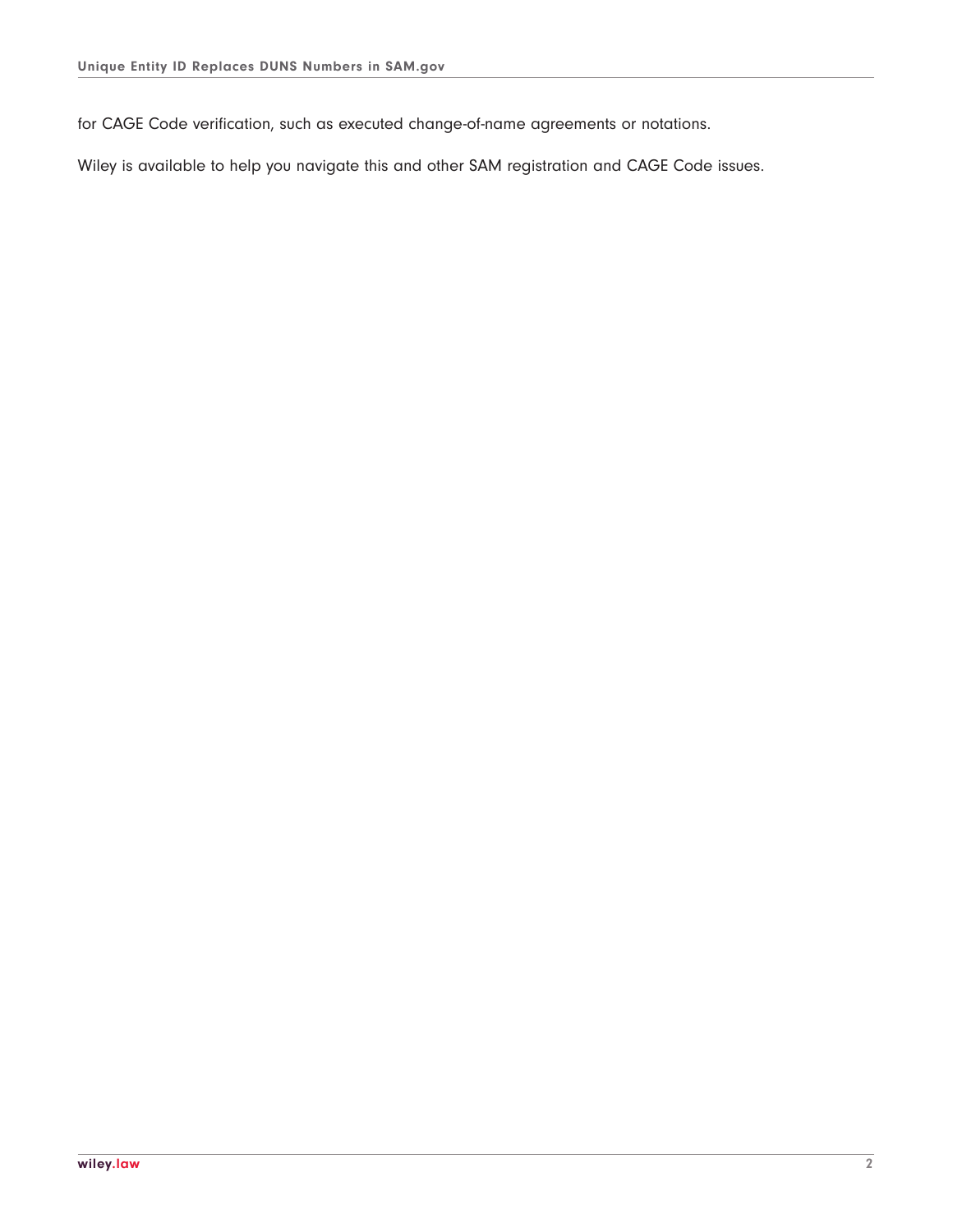for CAGE Code verification, such as executed change-of-name agreements or notations.

Wiley is available to help you navigate this and other SAM registration and CAGE Code issues.